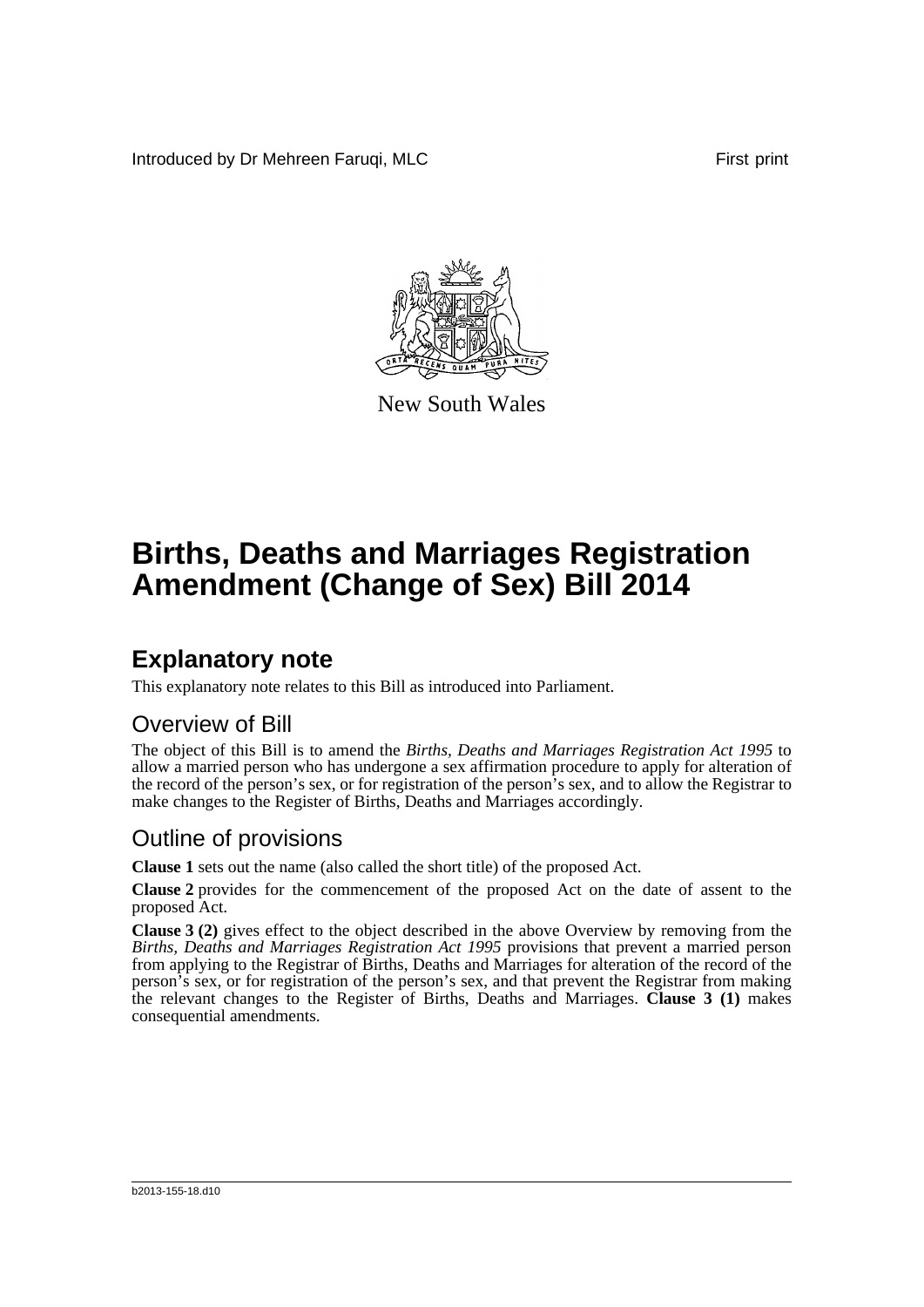Introduced by Dr Mehreen Faruqi, MLC First print

New South Wales

# Births, Deaths and Marriages Registration Amendment (Change of Sex) Bill 2014

## Explanatory note

This explanatory note relates to this Bill as introduced into Parliament.

### Overview of Bill

The object of this Bill is to amend the *Births, Deaths and Marriages Registration Act 1995* to allow a married person who has undergone a sex affirmation procedure to apply for alteration of the record of the person's sex, or for registration of the person's sex, and to allow the Registrar to make changes to the Register of Births, Deaths and Marriages accordingly.

### Outline of provisions

**Clause 1** sets out the name (also called the short title) of the proposed Act.

**Clause 2** provides for the commencement of the proposed Act on the date of assent to the proposed Act.

**Clause 3 (2)** gives effect to the object described in the above Overview by removing from the *Births, Deaths and Marriages Registration Act 1995* provisions that prevent a married person from applying to the Registrar of Births, Deaths and Marriages for alteration of the record of the person's sex, or for registration of the person's sex, and that prevent the Registrar from making the relevant changes to the Register of Births, Deaths and Marriages. **Clause 3 (1)** makes consequential amendments.

b2013-155-18.d10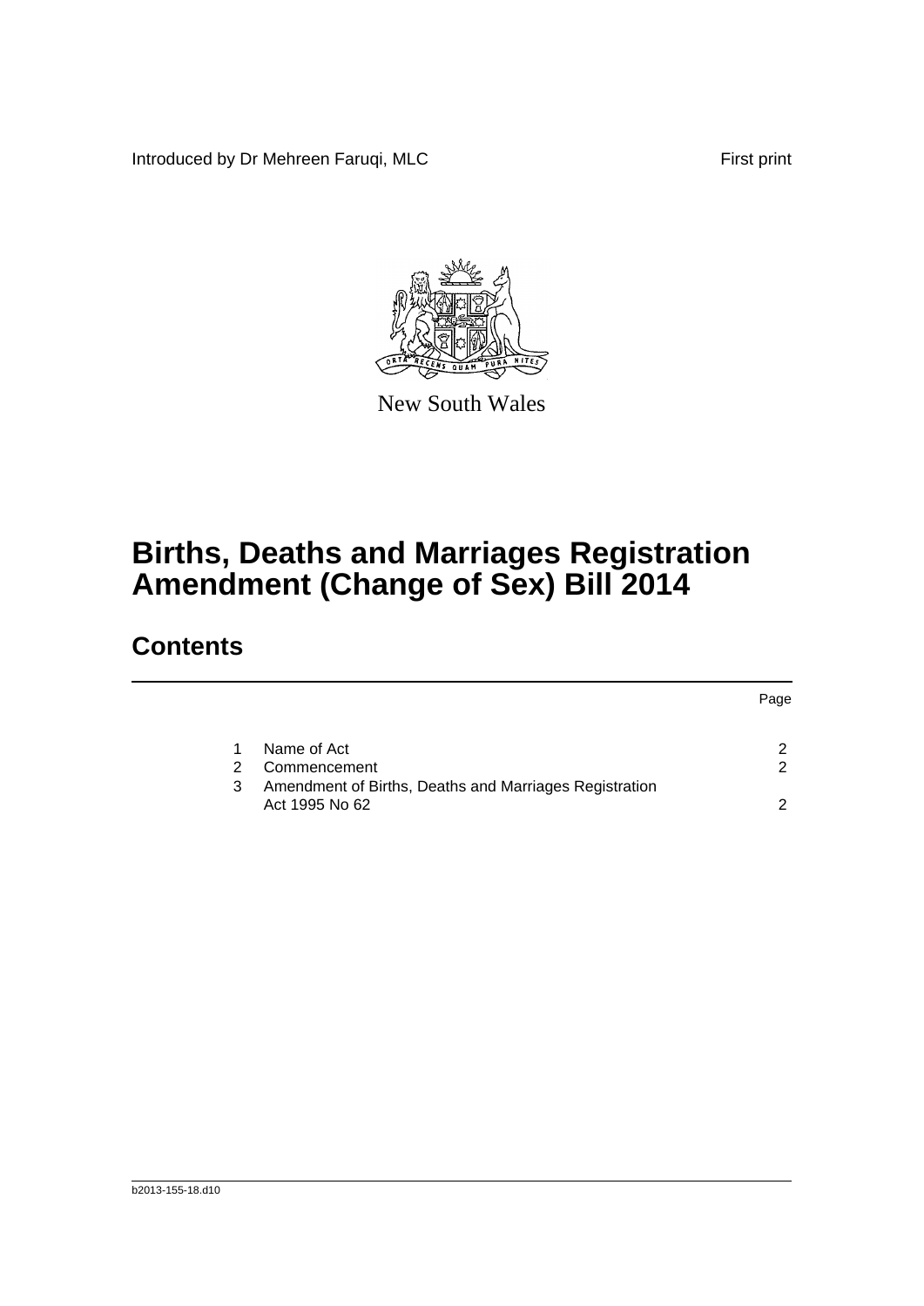Introduced by Dr Mehreen Faruqi, MLC

First print

New South Wales

# Births, Deaths and Marriages Registration Amendment (Change of Sex) Bill 2014

## Contents

| | | Page |
|---|---|---|
| 1 | Name of Act | 2 |
| 2 | Commencement | 2 |
| 3 | Amendment of Births, Deaths and Marriages Registration Act 1995 No 62 | 2 |

b2013-155-18.d10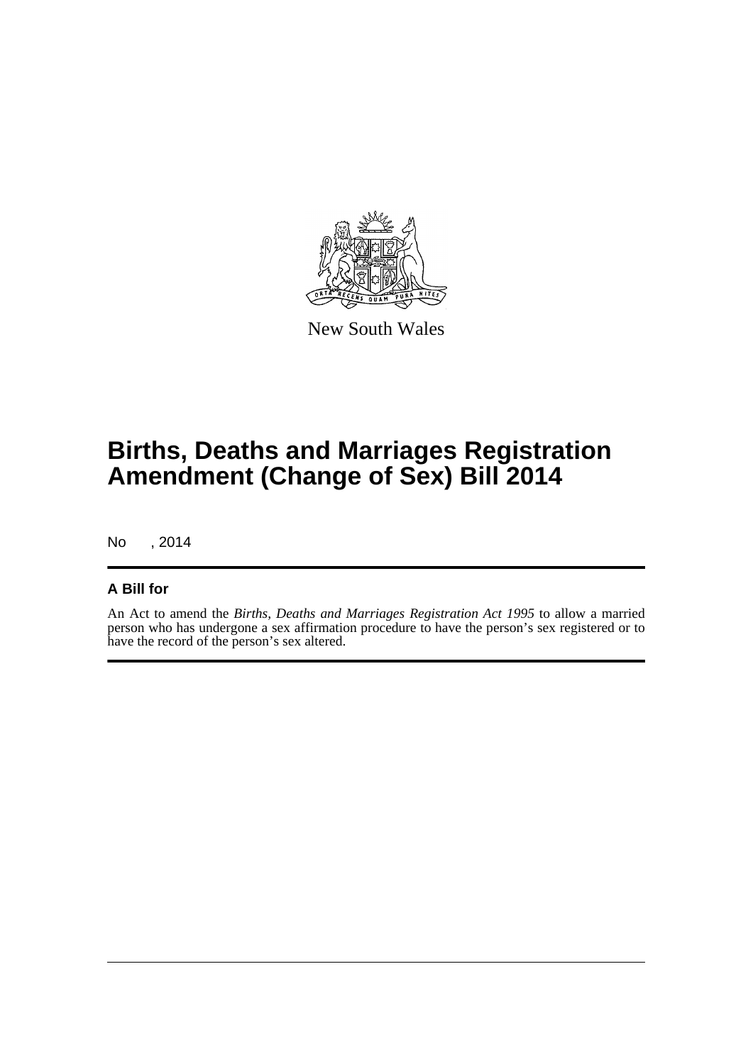New South Wales

# Births, Deaths and Marriages Registration Amendment (Change of Sex) Bill 2014

No , 2014

## A Bill for

An Act to amend the *Births, Deaths and Marriages Registration Act 1995* to allow a married person who has undergone a sex affirmation procedure to have the person's sex registered or to have the record of the person's sex altered.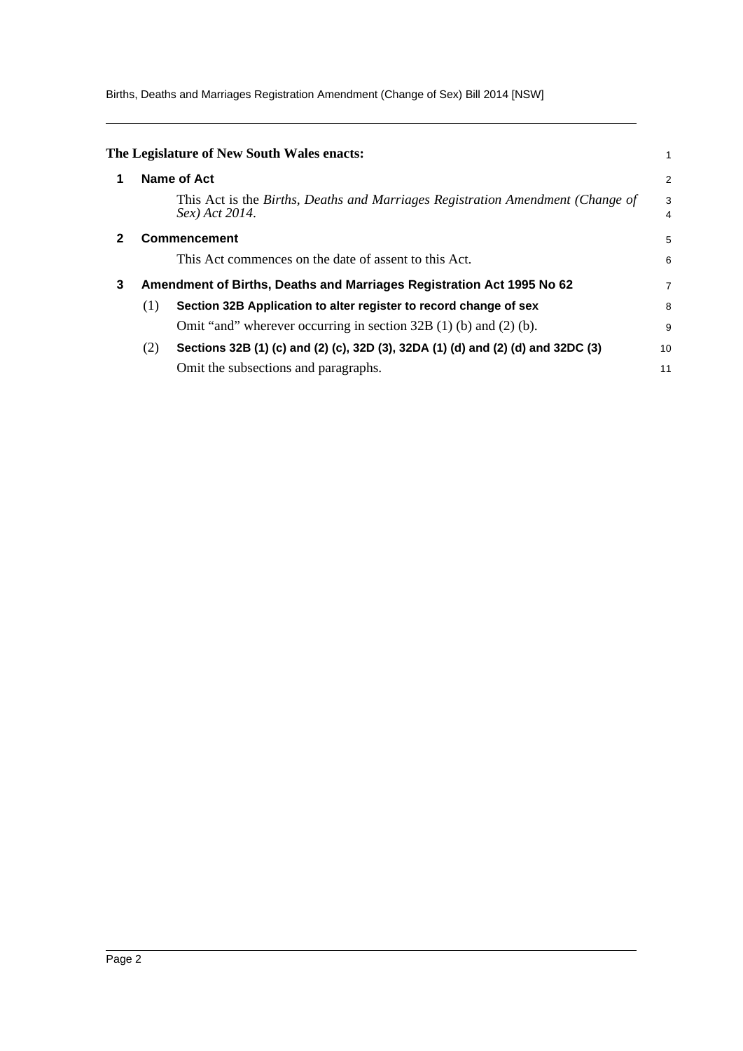**The Legislature of New South Wales enacts:**

## 1 Name of Act

This Act is the *Births, Deaths and Marriages Registration Amendment (Change of Sex) Act 2014*.

## 2 Commencement

This Act commences on the date of assent to this Act.

## 3 Amendment of Births, Deaths and Marriages Registration Act 1995 No 62

(1) **Section 32B Application to alter register to record change of sex**

Omit "and" wherever occurring in section 32B (1) (b) and (2) (b).

(2) **Sections 32B (1) (c) and (2) (c), 32D (3), 32DA (1) (d) and (2) (d) and 32DC (3)**

Omit the subsections and paragraphs.